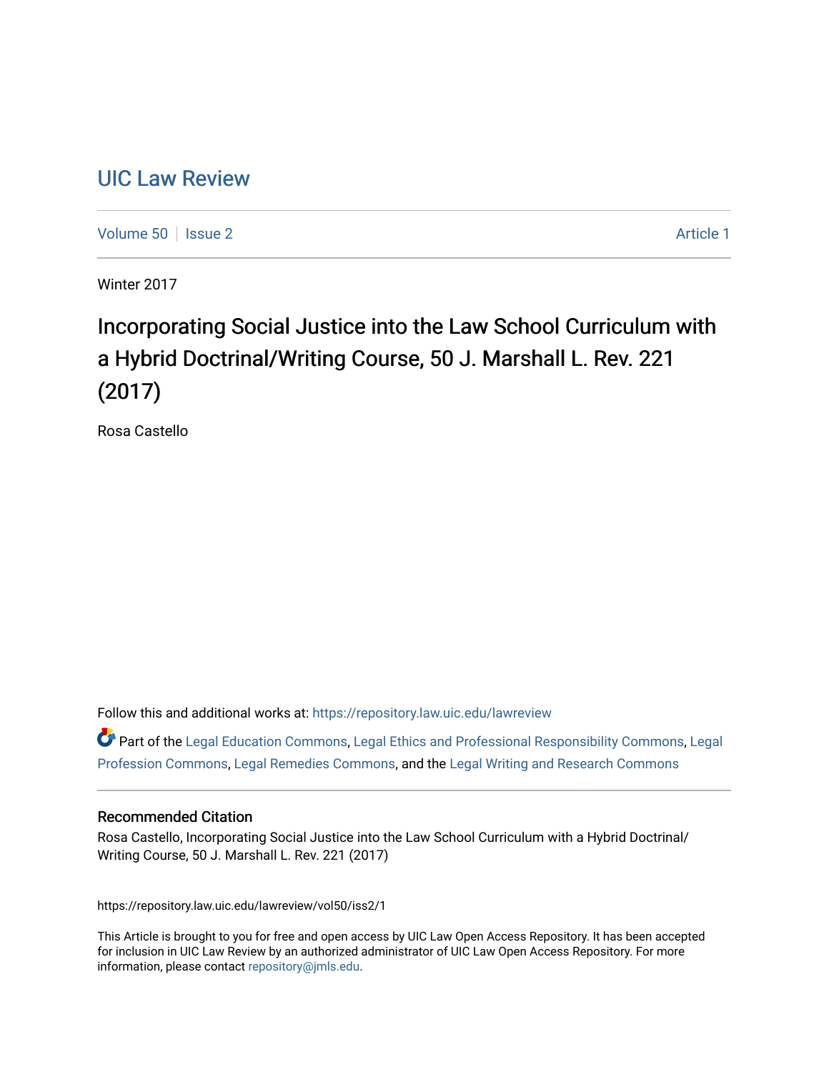# UIC Law Review

Volume 50 | Issue 2 | Article 1

Winter 2017

## Incorporating Social Justice into the Law School Curriculum with a Hybrid Doctrinal/Writing Course, 50 J. Marshall L. Rev. 221 (2017)

Rosa Castello

Follow this and additional works at: https://repository.law.uic.edu/lawreview

Part of the Legal Education Commons, Legal Ethics and Professional Responsibility Commons, Legal Profession Commons, Legal Remedies Commons, and the Legal Writing and Research Commons

### Recommended Citation

Rosa Castello, Incorporating Social Justice into the Law School Curriculum with a Hybrid Doctrinal/Writing Course, 50 J. Marshall L. Rev. 221 (2017)

https://repository.law.uic.edu/lawreview/vol50/iss2/1

This Article is brought to you for free and open access by UIC Law Open Access Repository. It has been accepted for inclusion in UIC Law Review by an authorized administrator of UIC Law Open Access Repository. For more information, please contact repository@jmls.edu.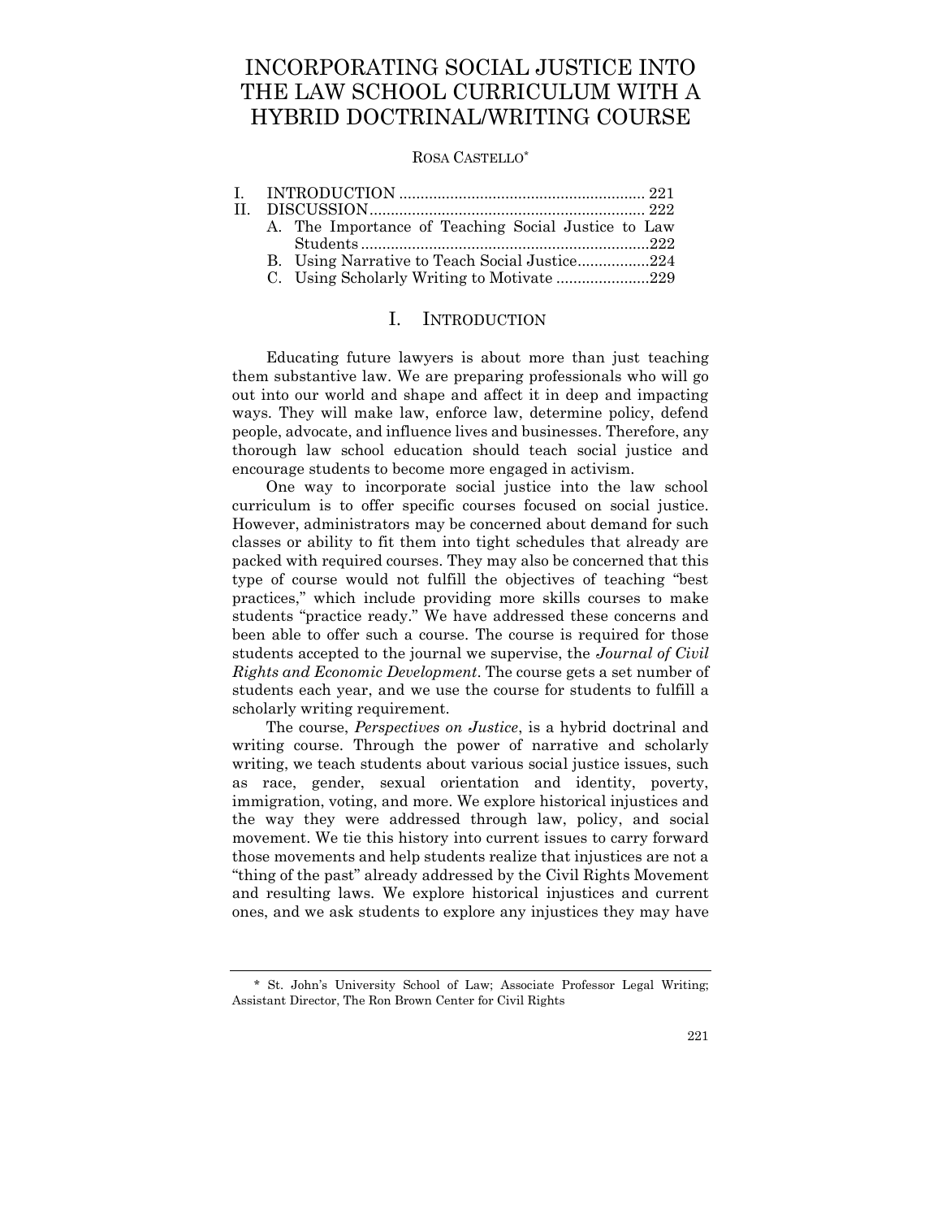# INCORPORATING SOCIAL JUSTICE INTO THE LAW SCHOOL CURRICULUM WITH A HYBRID DOCTRINAL/WRITING COURSE

ROSA CASTELLO*

I. INTRODUCTION .......................................................... 221
II. DISCUSSION................................................................. 222
   A. The Importance of Teaching Social Justice to Law Students ..................................................................222
   B. Using Narrative to Teach Social Justice.................224
   C. Using Scholarly Writing to Motivate .....................229

## I. INTRODUCTION

Educating future lawyers is about more than just teaching them substantive law. We are preparing professionals who will go out into our world and shape and affect it in deep and impacting ways. They will make law, enforce law, determine policy, defend people, advocate, and influence lives and businesses. Therefore, any thorough law school education should teach social justice and encourage students to become more engaged in activism.

One way to incorporate social justice into the law school curriculum is to offer specific courses focused on social justice. However, administrators may be concerned about demand for such classes or ability to fit them into tight schedules that already are packed with required courses. They may also be concerned that this type of course would not fulfill the objectives of teaching "best practices," which include providing more skills courses to make students "practice ready." We have addressed these concerns and been able to offer such a course. The course is required for those students accepted to the journal we supervise, the *Journal of Civil Rights and Economic Development*. The course gets a set number of students each year, and we use the course for students to fulfill a scholarly writing requirement.

The course, *Perspectives on Justice*, is a hybrid doctrinal and writing course. Through the power of narrative and scholarly writing, we teach students about various social justice issues, such as race, gender, sexual orientation and identity, poverty, immigration, voting, and more. We explore historical injustices and the way they were addressed through law, policy, and social movement. We tie this history into current issues to carry forward those movements and help students realize that injustices are not a "thing of the past" already addressed by the Civil Rights Movement and resulting laws. We explore historical injustices and current ones, and we ask students to explore any injustices they may have

\* St. John's University School of Law; Associate Professor Legal Writing; Assistant Director, The Ron Brown Center for Civil Rights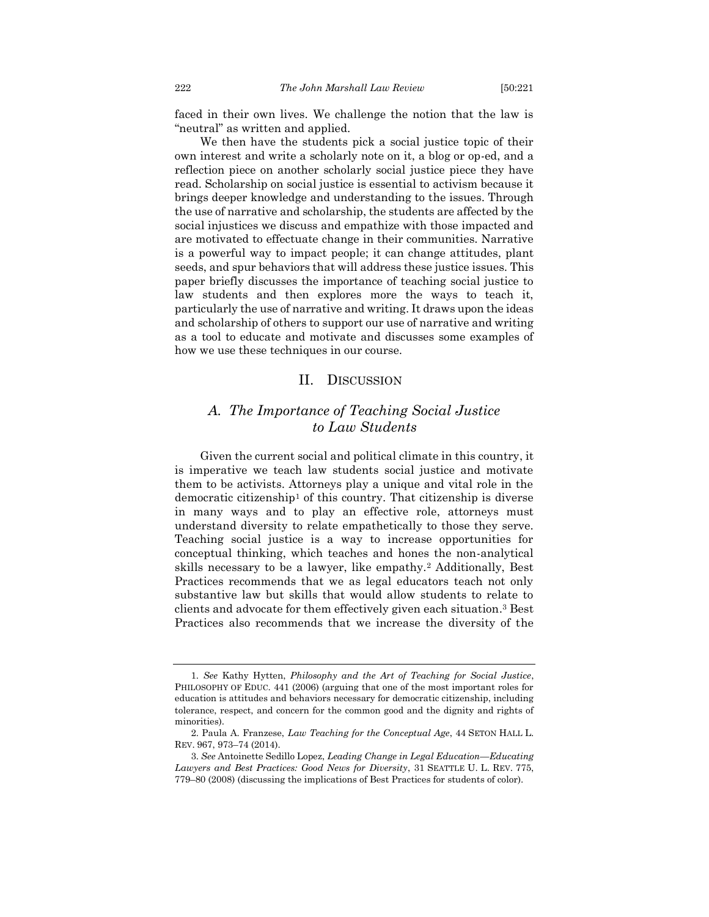faced in their own lives. We challenge the notion that the law is "neutral" as written and applied.

We then have the students pick a social justice topic of their own interest and write a scholarly note on it, a blog or op-ed, and a reflection piece on another scholarly social justice piece they have read. Scholarship on social justice is essential to activism because it brings deeper knowledge and understanding to the issues. Through the use of narrative and scholarship, the students are affected by the social injustices we discuss and empathize with those impacted and are motivated to effectuate change in their communities. Narrative is a powerful way to impact people; it can change attitudes, plant seeds, and spur behaviors that will address these justice issues. This paper briefly discusses the importance of teaching social justice to law students and then explores more the ways to teach it, particularly the use of narrative and writing. It draws upon the ideas and scholarship of others to support our use of narrative and writing as a tool to educate and motivate and discusses some examples of how we use these techniques in our course.

## II. Discussion

### *A. The Importance of Teaching Social Justice to Law Students*

Given the current social and political climate in this country, it is imperative we teach law students social justice and motivate them to be activists. Attorneys play a unique and vital role in the democratic citizenship[1] of this country. That citizenship is diverse in many ways and to play an effective role, attorneys must understand diversity to relate empathetically to those they serve. Teaching social justice is a way to increase opportunities for conceptual thinking, which teaches and hones the non-analytical skills necessary to be a lawyer, like empathy.[2] Additionally, Best Practices recommends that we as legal educators teach not only substantive law but skills that would allow students to relate to clients and advocate for them effectively given each situation.[3] Best Practices also recommends that we increase the diversity of the

---

1. *See* Kathy Hytten, *Philosophy and the Art of Teaching for Social Justice*, PHILOSOPHY OF EDUC. 441 (2006) (arguing that one of the most important roles for education is attitudes and behaviors necessary for democratic citizenship, including tolerance, respect, and concern for the common good and the dignity and rights of minorities).

2. Paula A. Franzese, *Law Teaching for the Conceptual Age*, 44 SETON HALL L. REV. 967, 973–74 (2014).

3. *See* Antoinette Sedillo Lopez, *Leading Change in Legal Education—Educating Lawyers and Best Practices: Good News for Diversity*, 31 SEATTLE U. L. REV. 775, 779–80 (2008) (discussing the implications of Best Practices for students of color).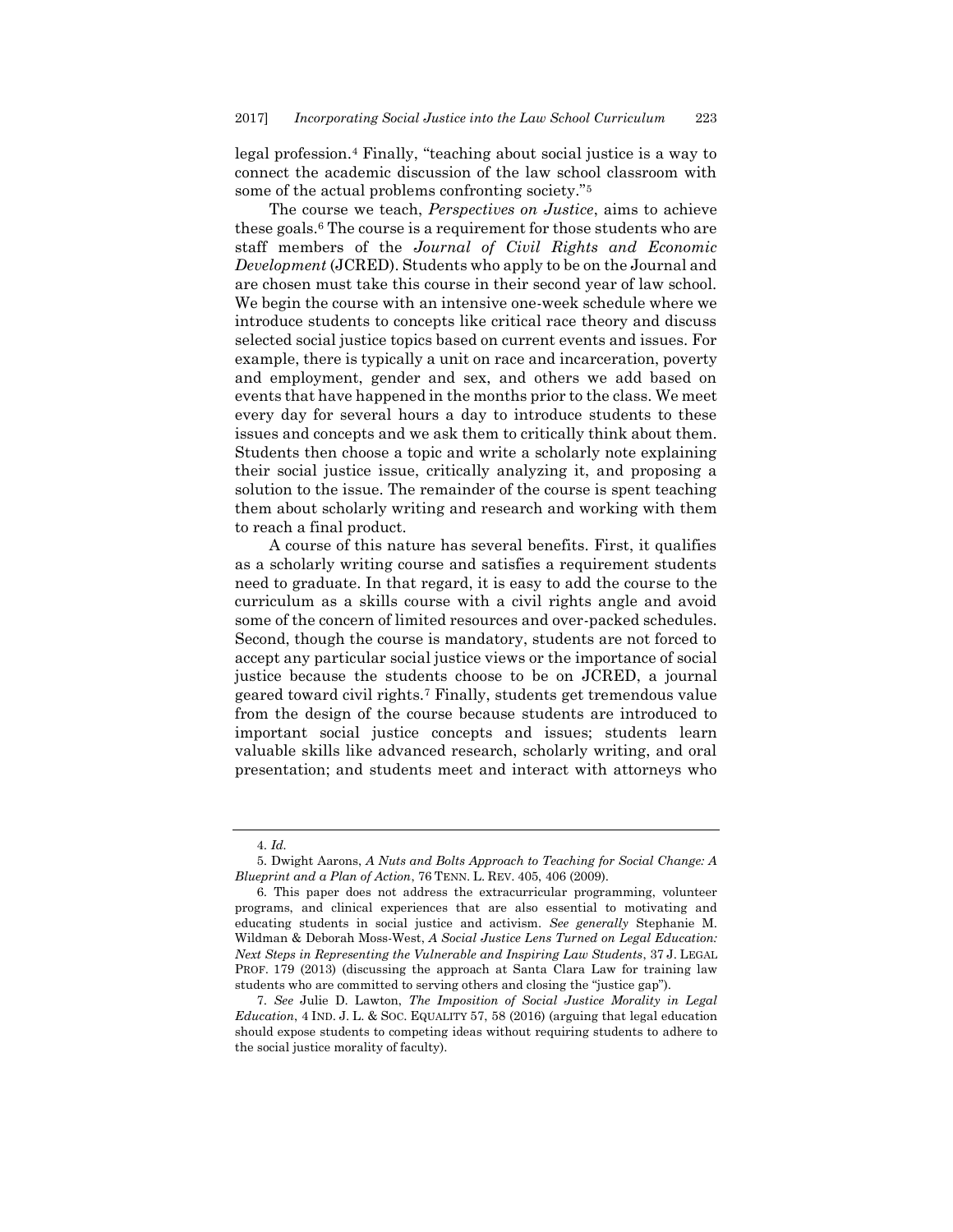legal profession.[4] Finally, "teaching about social justice is a way to connect the academic discussion of the law school classroom with some of the actual problems confronting society."[5]

The course we teach, *Perspectives on Justice*, aims to achieve these goals.[6] The course is a requirement for those students who are staff members of the *Journal of Civil Rights and Economic Development* (JCRED). Students who apply to be on the Journal and are chosen must take this course in their second year of law school. We begin the course with an intensive one-week schedule where we introduce students to concepts like critical race theory and discuss selected social justice topics based on current events and issues. For example, there is typically a unit on race and incarceration, poverty and employment, gender and sex, and others we add based on events that have happened in the months prior to the class. We meet every day for several hours a day to introduce students to these issues and concepts and we ask them to critically think about them. Students then choose a topic and write a scholarly note explaining their social justice issue, critically analyzing it, and proposing a solution to the issue. The remainder of the course is spent teaching them about scholarly writing and research and working with them to reach a final product.

A course of this nature has several benefits. First, it qualifies as a scholarly writing course and satisfies a requirement students need to graduate. In that regard, it is easy to add the course to the curriculum as a skills course with a civil rights angle and avoid some of the concern of limited resources and over-packed schedules. Second, though the course is mandatory, students are not forced to accept any particular social justice views or the importance of social justice because the students choose to be on JCRED, a journal geared toward civil rights.[7] Finally, students get tremendous value from the design of the course because students are introduced to important social justice concepts and issues; students learn valuable skills like advanced research, scholarly writing, and oral presentation; and students meet and interact with attorneys who

---

4. *Id.*

5. Dwight Aarons, *A Nuts and Bolts Approach to Teaching for Social Change: A Blueprint and a Plan of Action*, 76 TENN. L. REV. 405, 406 (2009).

6. This paper does not address the extracurricular programming, volunteer programs, and clinical experiences that are also essential to motivating and educating students in social justice and activism. *See generally* Stephanie M. Wildman & Deborah Moss-West, *A Social Justice Lens Turned on Legal Education: Next Steps in Representing the Vulnerable and Inspiring Law Students*, 37 J. LEGAL PROF. 179 (2013) (discussing the approach at Santa Clara Law for training law students who are committed to serving others and closing the "justice gap").

7. *See* Julie D. Lawton, *The Imposition of Social Justice Morality in Legal Education*, 4 IND. J. L. & SOC. EQUALITY 57, 58 (2016) (arguing that legal education should expose students to competing ideas without requiring students to adhere to the social justice morality of faculty).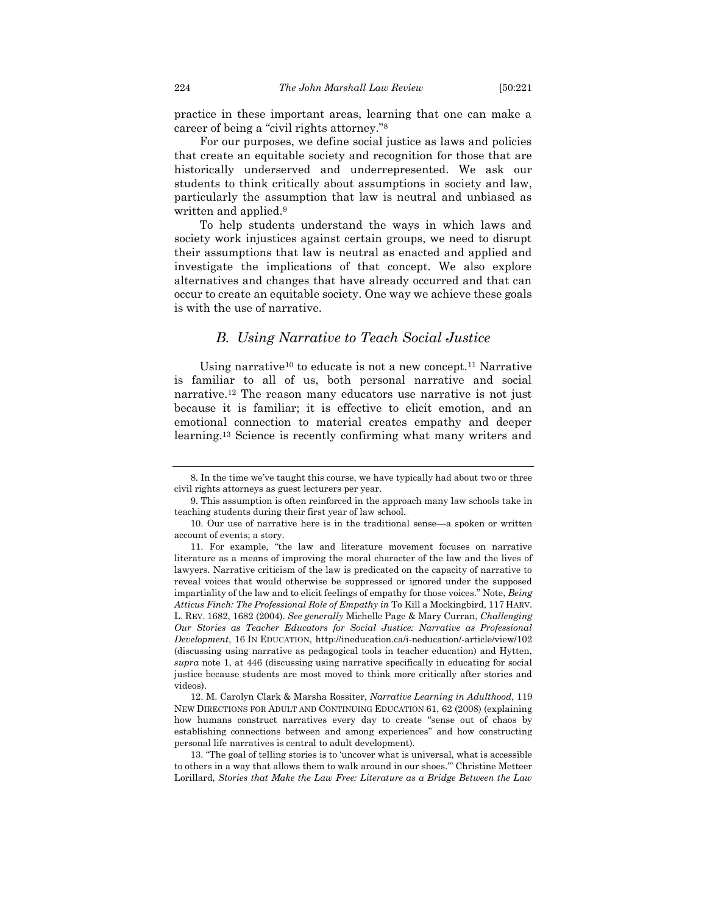practice in these important areas, learning that one can make a career of being a "civil rights attorney."[8]

For our purposes, we define social justice as laws and policies that create an equitable society and recognition for those that are historically underserved and underrepresented. We ask our students to think critically about assumptions in society and law, particularly the assumption that law is neutral and unbiased as written and applied.[9]

To help students understand the ways in which laws and society work injustices against certain groups, we need to disrupt their assumptions that law is neutral as enacted and applied and investigate the implications of that concept. We also explore alternatives and changes that have already occurred and that can occur to create an equitable society. One way we achieve these goals is with the use of narrative.

## *B. Using Narrative to Teach Social Justice*

Using narrative[10] to educate is not a new concept.[11] Narrative is familiar to all of us, both personal narrative and social narrative.[12] The reason many educators use narrative is not just because it is familiar; it is effective to elicit emotion, and an emotional connection to material creates empathy and deeper learning.[13] Science is recently confirming what many writers and

---

8. In the time we've taught this course, we have typically had about two or three civil rights attorneys as guest lecturers per year.

9. This assumption is often reinforced in the approach many law schools take in teaching students during their first year of law school.

10. Our use of narrative here is in the traditional sense—a spoken or written account of events; a story.

11. For example, "the law and literature movement focuses on narrative literature as a means of improving the moral character of the law and the lives of lawyers. Narrative criticism of the law is predicated on the capacity of narrative to reveal voices that would otherwise be suppressed or ignored under the supposed impartiality of the law and to elicit feelings of empathy for those voices." Note, *Being Atticus Finch: The Professional Role of Empathy in* To Kill a Mockingbird, 117 HARV. L. REV. 1682, 1682 (2004). *See generally* Michelle Page & Mary Curran, *Challenging Our Stories as Teacher Educators for Social Justice: Narrative as Professional Development*, 16 IN EDUCATION, http://ineducation.ca/i-neducation/-article/view/102 (discussing using narrative as pedagogical tools in teacher education) and Hytten, *supra* note 1, at 446 (discussing using narrative specifically in educating for social justice because students are most moved to think more critically after stories and videos).

12. M. Carolyn Clark & Marsha Rossiter, *Narrative Learning in Adulthood*, 119 NEW DIRECTIONS FOR ADULT AND CONTINUING EDUCATION 61, 62 (2008) (explaining how humans construct narratives every day to create "sense out of chaos by establishing connections between and among experiences" and how constructing personal life narratives is central to adult development).

13. "The goal of telling stories is to 'uncover what is universal, what is accessible to others in a way that allows them to walk around in our shoes.'" Christine Metteer Lorillard, *Stories that Make the Law Free: Literature as a Bridge Between the Law*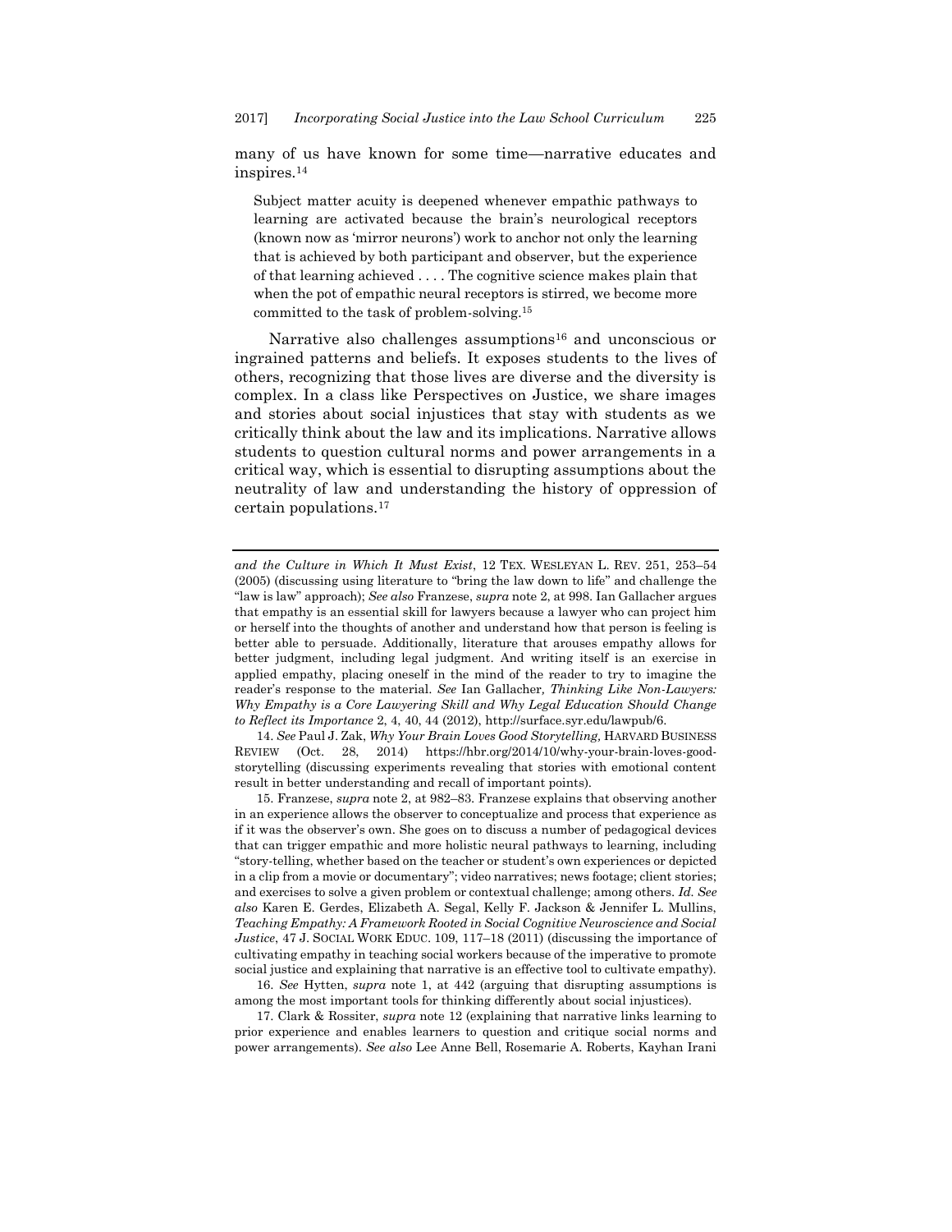many of us have known for some time—narrative educates and inspires.[14]

> Subject matter acuity is deepened whenever empathic pathways to learning are activated because the brain's neurological receptors (known now as 'mirror neurons') work to anchor not only the learning that is achieved by both participant and observer, but the experience of that learning achieved . . . . The cognitive science makes plain that when the pot of empathic neural receptors is stirred, we become more committed to the task of problem-solving.[15]

Narrative also challenges assumptions[16] and unconscious or ingrained patterns and beliefs. It exposes students to the lives of others, recognizing that those lives are diverse and the diversity is complex. In a class like Perspectives on Justice, we share images and stories about social injustices that stay with students as we critically think about the law and its implications. Narrative allows students to question cultural norms and power arrangements in a critical way, which is essential to disrupting assumptions about the neutrality of law and understanding the history of oppression of certain populations.[17]

---

*and the Culture in Which It Must Exist*, 12 TEX. WESLEYAN L. REV. 251, 253–54 (2005) (discussing using literature to "bring the law down to life" and challenge the "law is law" approach); *See also* Franzese, *supra* note 2, at 998. Ian Gallacher argues that empathy is an essential skill for lawyers because a lawyer who can project him or herself into the thoughts of another and understand how that person is feeling is better able to persuade. Additionally, literature that arouses empathy allows for better judgment, including legal judgment. And writing itself is an exercise in applied empathy, placing oneself in the mind of the reader to try to imagine the reader's response to the material. *See* Ian Gallacher*, Thinking Like Non-Lawyers: Why Empathy is a Core Lawyering Skill and Why Legal Education Should Change to Reflect its Importance* 2, 4, 40, 44 (2012), http://surface.syr.edu/lawpub/6.

14. *See* Paul J. Zak, *Why Your Brain Loves Good Storytelling,* HARVARD BUSINESS REVIEW (Oct. 28, 2014) https://hbr.org/2014/10/why-your-brain-loves-good-storytelling (discussing experiments revealing that stories with emotional content result in better understanding and recall of important points).

15. Franzese, *supra* note 2, at 982–83. Franzese explains that observing another in an experience allows the observer to conceptualize and process that experience as if it was the observer's own. She goes on to discuss a number of pedagogical devices that can trigger empathic and more holistic neural pathways to learning, including "story-telling, whether based on the teacher or student's own experiences or depicted in a clip from a movie or documentary"; video narratives; news footage; client stories; and exercises to solve a given problem or contextual challenge; among others. *Id. See also* Karen E. Gerdes, Elizabeth A. Segal, Kelly F. Jackson & Jennifer L. Mullins, *Teaching Empathy: A Framework Rooted in Social Cognitive Neuroscience and Social Justice*, 47 J. SOCIAL WORK EDUC. 109, 117–18 (2011) (discussing the importance of cultivating empathy in teaching social workers because of the imperative to promote social justice and explaining that narrative is an effective tool to cultivate empathy).

16. *See* Hytten, *supra* note 1, at 442 (arguing that disrupting assumptions is among the most important tools for thinking differently about social injustices).

17. Clark & Rossiter, *supra* note 12 (explaining that narrative links learning to prior experience and enables learners to question and critique social norms and power arrangements). *See also* Lee Anne Bell, Rosemarie A. Roberts, Kayhan Irani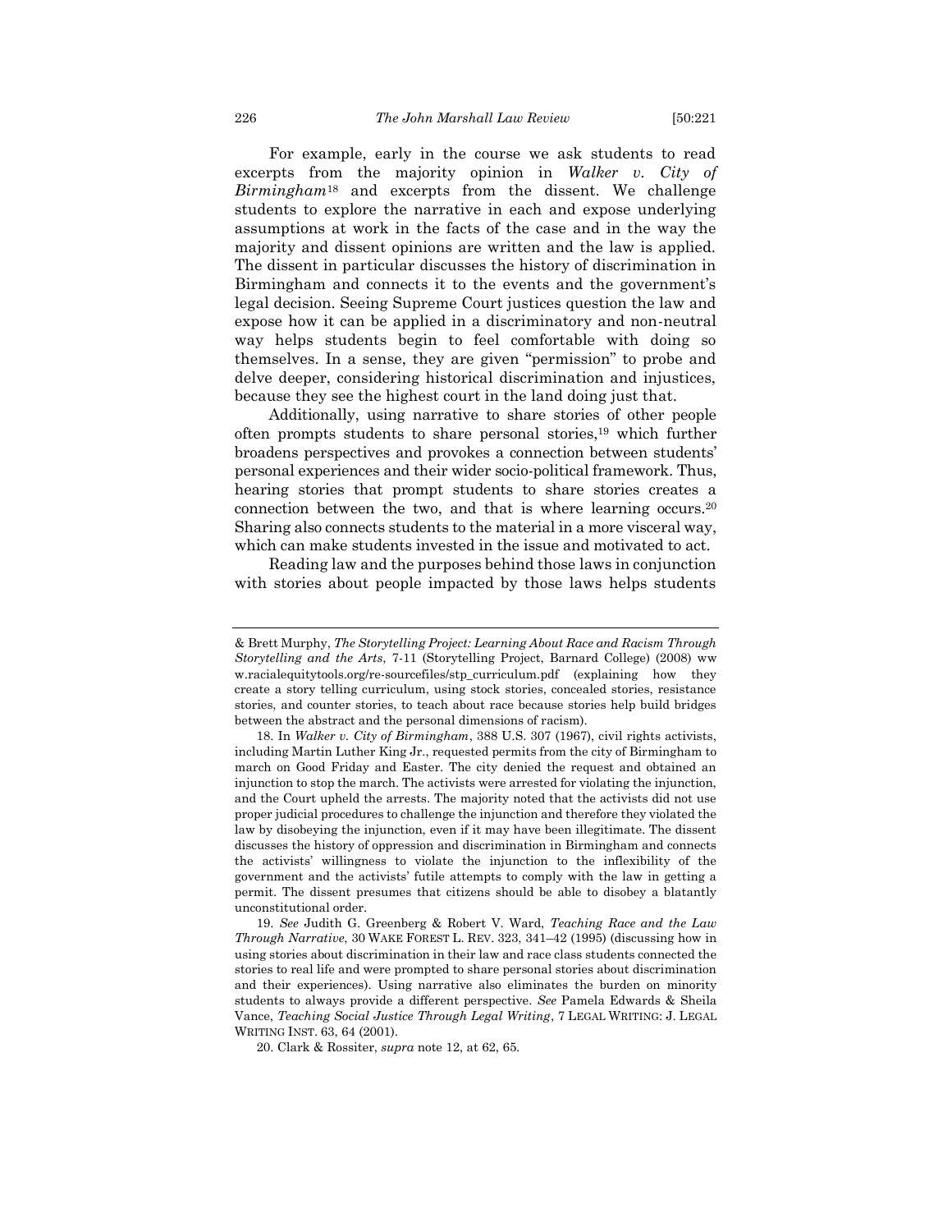For example, early in the course we ask students to read excerpts from the majority opinion in *Walker v. City of Birmingham*[18] and excerpts from the dissent. We challenge students to explore the narrative in each and expose underlying assumptions at work in the facts of the case and in the way the majority and dissent opinions are written and the law is applied. The dissent in particular discusses the history of discrimination in Birmingham and connects it to the events and the government's legal decision. Seeing Supreme Court justices question the law and expose how it can be applied in a discriminatory and non-neutral way helps students begin to feel comfortable with doing so themselves. In a sense, they are given "permission" to probe and delve deeper, considering historical discrimination and injustices, because they see the highest court in the land doing just that.

Additionally, using narrative to share stories of other people often prompts students to share personal stories,[19] which further broadens perspectives and provokes a connection between students' personal experiences and their wider socio-political framework. Thus, hearing stories that prompt students to share stories creates a connection between the two, and that is where learning occurs.[20] Sharing also connects students to the material in a more visceral way, which can make students invested in the issue and motivated to act.

Reading law and the purposes behind those laws in conjunction with stories about people impacted by those laws helps students

---

& Brett Murphy, *The Storytelling Project: Learning About Race and Racism Through Storytelling and the Arts*, 7-11 (Storytelling Project, Barnard College) (2008) www.racialequitytools.org/re-sourcefiles/stp_curriculum.pdf (explaining how they create a story telling curriculum, using stock stories, concealed stories, resistance stories, and counter stories, to teach about race because stories help build bridges between the abstract and the personal dimensions of racism).

18. In *Walker v. City of Birmingham*, 388 U.S. 307 (1967), civil rights activists, including Martin Luther King Jr., requested permits from the city of Birmingham to march on Good Friday and Easter. The city denied the request and obtained an injunction to stop the march. The activists were arrested for violating the injunction, and the Court upheld the arrests. The majority noted that the activists did not use proper judicial procedures to challenge the injunction and therefore they violated the law by disobeying the injunction, even if it may have been illegitimate. The dissent discusses the history of oppression and discrimination in Birmingham and connects the activists' willingness to violate the injunction to the inflexibility of the government and the activists' futile attempts to comply with the law in getting a permit. The dissent presumes that citizens should be able to disobey a blatantly unconstitutional order.

19. *See* Judith G. Greenberg & Robert V. Ward, *Teaching Race and the Law Through Narrative*, 30 WAKE FOREST L. REV. 323, 341–42 (1995) (discussing how in using stories about discrimination in their law and race class students connected the stories to real life and were prompted to share personal stories about discrimination and their experiences). Using narrative also eliminates the burden on minority students to always provide a different perspective. *See* Pamela Edwards & Sheila Vance, *Teaching Social Justice Through Legal Writing*, 7 LEGAL WRITING: J. LEGAL WRITING INST. 63, 64 (2001).

20. Clark & Rossiter, *supra* note 12, at 62, 65.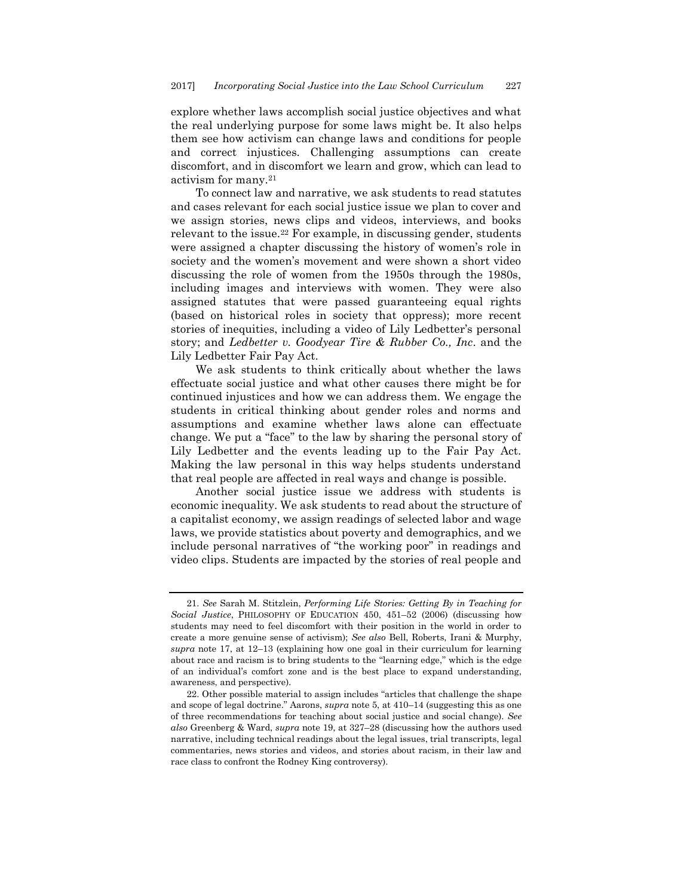explore whether laws accomplish social justice objectives and what the real underlying purpose for some laws might be. It also helps them see how activism can change laws and conditions for people and correct injustices. Challenging assumptions can create discomfort, and in discomfort we learn and grow, which can lead to activism for many.[21]

To connect law and narrative, we ask students to read statutes and cases relevant for each social justice issue we plan to cover and we assign stories, news clips and videos, interviews, and books relevant to the issue.[22] For example, in discussing gender, students were assigned a chapter discussing the history of women's role in society and the women's movement and were shown a short video discussing the role of women from the 1950s through the 1980s, including images and interviews with women. They were also assigned statutes that were passed guaranteeing equal rights (based on historical roles in society that oppress); more recent stories of inequities, including a video of Lily Ledbetter's personal story; and *Ledbetter v. Goodyear Tire & Rubber Co., Inc*. and the Lily Ledbetter Fair Pay Act.

We ask students to think critically about whether the laws effectuate social justice and what other causes there might be for continued injustices and how we can address them. We engage the students in critical thinking about gender roles and norms and assumptions and examine whether laws alone can effectuate change. We put a "face" to the law by sharing the personal story of Lily Ledbetter and the events leading up to the Fair Pay Act. Making the law personal in this way helps students understand that real people are affected in real ways and change is possible.

Another social justice issue we address with students is economic inequality. We ask students to read about the structure of a capitalist economy, we assign readings of selected labor and wage laws, we provide statistics about poverty and demographics, and we include personal narratives of "the working poor" in readings and video clips. Students are impacted by the stories of real people and

---

21. *See* Sarah M. Stitzlein, *Performing Life Stories: Getting By in Teaching for Social Justice*, PHILOSOPHY OF EDUCATION 450, 451–52 (2006) (discussing how students may need to feel discomfort with their position in the world in order to create a more genuine sense of activism); *See also* Bell, Roberts, Irani & Murphy, *supra* note 17, at 12–13 (explaining how one goal in their curriculum for learning about race and racism is to bring students to the "learning edge," which is the edge of an individual's comfort zone and is the best place to expand understanding, awareness, and perspective).

22. Other possible material to assign includes "articles that challenge the shape and scope of legal doctrine." Aarons, *supra* note 5, at 410–14 (suggesting this as one of three recommendations for teaching about social justice and social change). *See also* Greenberg & Ward, *supra* note 19, at 327–28 (discussing how the authors used narrative, including technical readings about the legal issues, trial transcripts, legal commentaries, news stories and videos, and stories about racism, in their law and race class to confront the Rodney King controversy).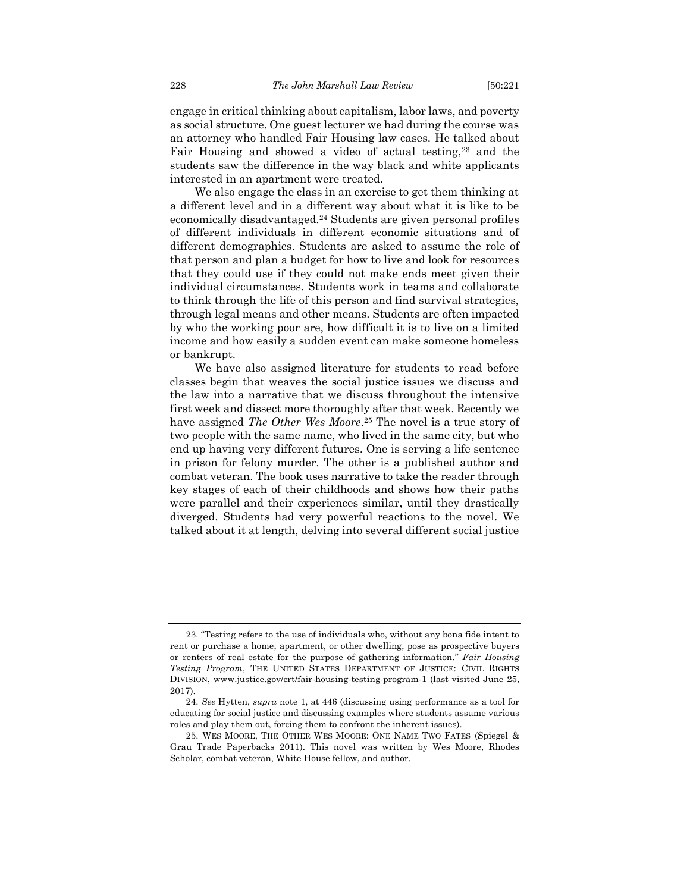engage in critical thinking about capitalism, labor laws, and poverty as social structure. One guest lecturer we had during the course was an attorney who handled Fair Housing law cases. He talked about Fair Housing and showed a video of actual testing,[23] and the students saw the difference in the way black and white applicants interested in an apartment were treated.

We also engage the class in an exercise to get them thinking at a different level and in a different way about what it is like to be economically disadvantaged.[24] Students are given personal profiles of different individuals in different economic situations and of different demographics. Students are asked to assume the role of that person and plan a budget for how to live and look for resources that they could use if they could not make ends meet given their individual circumstances. Students work in teams and collaborate to think through the life of this person and find survival strategies, through legal means and other means. Students are often impacted by who the working poor are, how difficult it is to live on a limited income and how easily a sudden event can make someone homeless or bankrupt.

We have also assigned literature for students to read before classes begin that weaves the social justice issues we discuss and the law into a narrative that we discuss throughout the intensive first week and dissect more thoroughly after that week. Recently we have assigned *The Other Wes Moore*.[25] The novel is a true story of two people with the same name, who lived in the same city, but who end up having very different futures. One is serving a life sentence in prison for felony murder. The other is a published author and combat veteran. The book uses narrative to take the reader through key stages of each of their childhoods and shows how their paths were parallel and their experiences similar, until they drastically diverged. Students had very powerful reactions to the novel. We talked about it at length, delving into several different social justice

---

23. "Testing refers to the use of individuals who, without any bona fide intent to rent or purchase a home, apartment, or other dwelling, pose as prospective buyers or renters of real estate for the purpose of gathering information." *Fair Housing Testing Program*, THE UNITED STATES DEPARTMENT OF JUSTICE: CIVIL RIGHTS DIVISION, www.justice.gov/crt/fair-housing-testing-program-1 (last visited June 25, 2017).

24. *See* Hytten, *supra* note 1, at 446 (discussing using performance as a tool for educating for social justice and discussing examples where students assume various roles and play them out, forcing them to confront the inherent issues).

25. WES MOORE, THE OTHER WES MOORE: ONE NAME TWO FATES (Spiegel & Grau Trade Paperbacks 2011). This novel was written by Wes Moore, Rhodes Scholar, combat veteran, White House fellow, and author.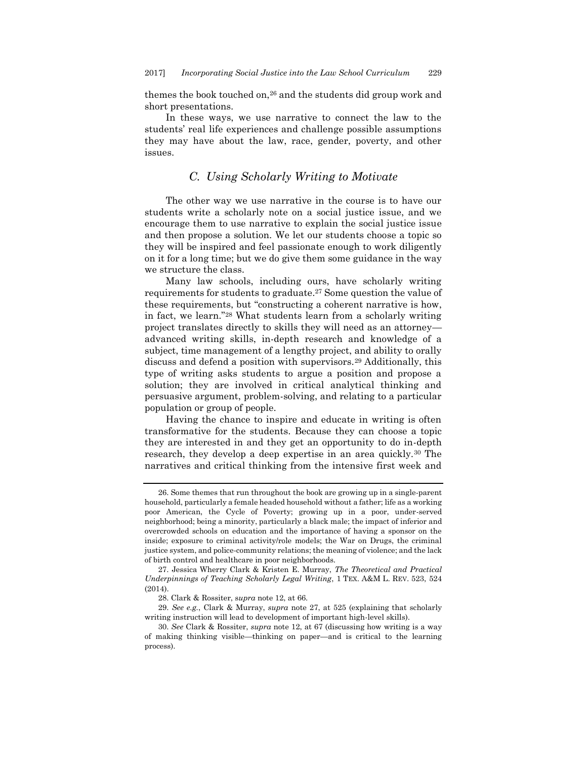themes the book touched on,[26] and the students did group work and short presentations.

In these ways, we use narrative to connect the law to the students' real life experiences and challenge possible assumptions they may have about the law, race, gender, poverty, and other issues.

### *C. Using Scholarly Writing to Motivate*

The other way we use narrative in the course is to have our students write a scholarly note on a social justice issue, and we encourage them to use narrative to explain the social justice issue and then propose a solution. We let our students choose a topic so they will be inspired and feel passionate enough to work diligently on it for a long time; but we do give them some guidance in the way we structure the class.

Many law schools, including ours, have scholarly writing requirements for students to graduate.[27] Some question the value of these requirements, but "constructing a coherent narrative is how, in fact, we learn."[28] What students learn from a scholarly writing project translates directly to skills they will need as an attorney—advanced writing skills, in-depth research and knowledge of a subject, time management of a lengthy project, and ability to orally discuss and defend a position with supervisors.[29] Additionally, this type of writing asks students to argue a position and propose a solution; they are involved in critical analytical thinking and persuasive argument, problem-solving, and relating to a particular population or group of people.

Having the chance to inspire and educate in writing is often transformative for the students. Because they can choose a topic they are interested in and they get an opportunity to do in-depth research, they develop a deep expertise in an area quickly.[30] The narratives and critical thinking from the intensive first week and

---

26. Some themes that run throughout the book are growing up in a single-parent household, particularly a female headed household without a father; life as a working poor American, the Cycle of Poverty; growing up in a poor, under-served neighborhood; being a minority, particularly a black male; the impact of inferior and overcrowded schools on education and the importance of having a sponsor on the inside; exposure to criminal activity/role models; the War on Drugs, the criminal justice system, and police-community relations; the meaning of violence; and the lack of birth control and healthcare in poor neighborhoods.

27. Jessica Wherry Clark & Kristen E. Murray, *The Theoretical and Practical Underpinnings of Teaching Scholarly Legal Writing*, 1 TEX. A&M L. REV. 523, 524 (2014).

28. Clark & Rossiter, s*upra* note 12, at 66.

29. *See e.g.*, Clark & Murray, *supra* note 27, at 525 (explaining that scholarly writing instruction will lead to development of important high-level skills).

30. *See* Clark & Rossiter, *supra* note 12, at 67 (discussing how writing is a way of making thinking visible—thinking on paper—and is critical to the learning process).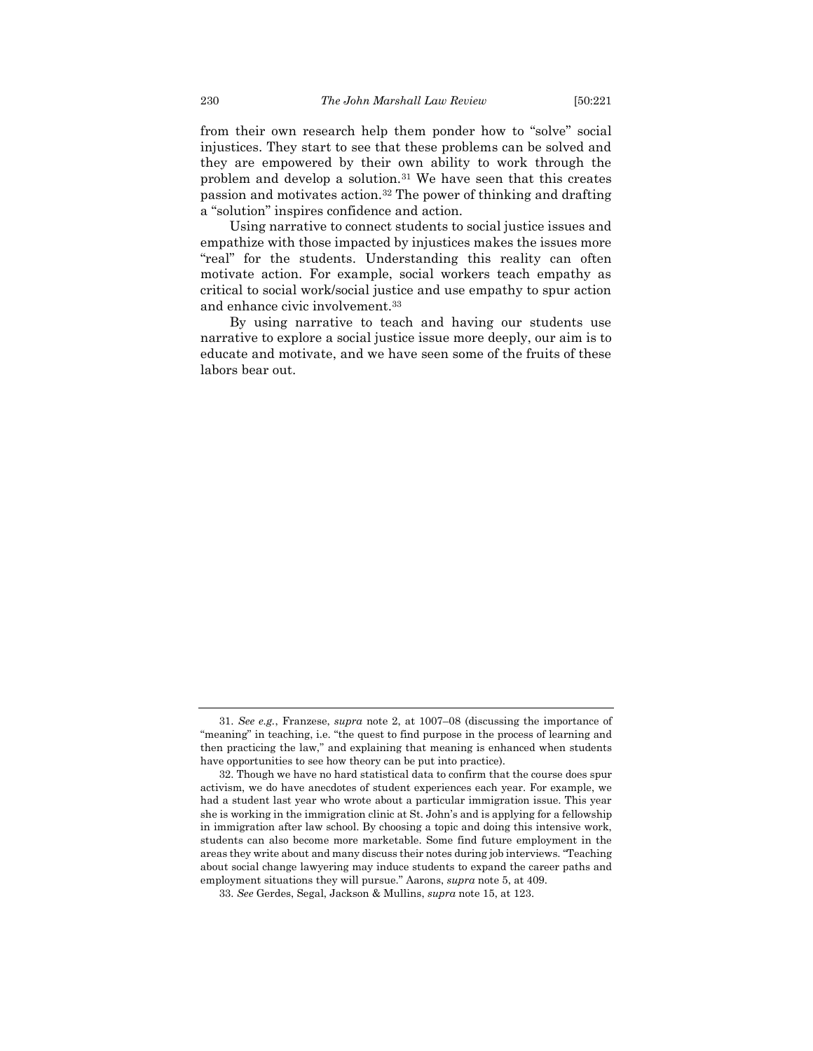from their own research help them ponder how to "solve" social injustices. They start to see that these problems can be solved and they are empowered by their own ability to work through the problem and develop a solution.[31] We have seen that this creates passion and motivates action.[32] The power of thinking and drafting a "solution" inspires confidence and action.

Using narrative to connect students to social justice issues and empathize with those impacted by injustices makes the issues more "real" for the students. Understanding this reality can often motivate action. For example, social workers teach empathy as critical to social work/social justice and use empathy to spur action and enhance civic involvement.[33]

By using narrative to teach and having our students use narrative to explore a social justice issue more deeply, our aim is to educate and motivate, and we have seen some of the fruits of these labors bear out.

---

31. *See e.g.*, Franzese, *supra* note 2, at 1007–08 (discussing the importance of "meaning" in teaching, i.e. "the quest to find purpose in the process of learning and then practicing the law," and explaining that meaning is enhanced when students have opportunities to see how theory can be put into practice).

32. Though we have no hard statistical data to confirm that the course does spur activism, we do have anecdotes of student experiences each year. For example, we had a student last year who wrote about a particular immigration issue. This year she is working in the immigration clinic at St. John's and is applying for a fellowship in immigration after law school. By choosing a topic and doing this intensive work, students can also become more marketable. Some find future employment in the areas they write about and many discuss their notes during job interviews. "Teaching about social change lawyering may induce students to expand the career paths and employment situations they will pursue." Aarons, *supra* note 5, at 409.

33. *See* Gerdes, Segal, Jackson & Mullins, *supra* note 15, at 123.